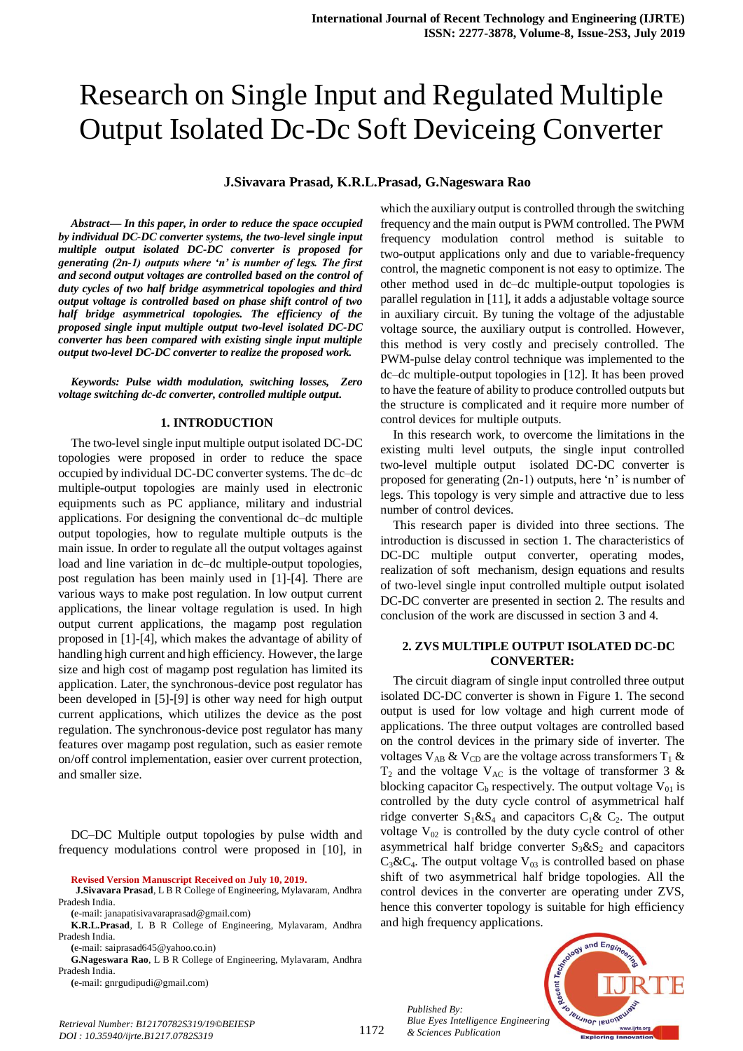# Research on Single Input and Regulated Multiple Output Isolated Dc-Dc Soft Deviceing Converter

**J.Sivavara Prasad, K.R.L.Prasad, G.Nageswara Rao**

***Abstract— In this paper, in order to reduce the space occupied by individual DC-DC converter systems, the two-level single input multiple output isolated DC-DC converter is proposed for generating (2n-1) outputs where 'n' is number of legs. The first and second output voltages are controlled based on the control of duty cycles of two half bridge asymmetrical topologies and third output voltage is controlled based on phase shift control of two half bridge asymmetrical topologies. The efficiency of the proposed single input multiple output two-level isolated DC-DC converter has been compared with existing single input multiple output two-level DC-DC converter to realize the proposed work.***

***Keywords: Pulse width modulation, switching losses, Zero voltage switching dc-dc converter, controlled multiple output.***

## 1. INTRODUCTION

The two-level single input multiple output isolated DC-DC topologies were proposed in order to reduce the space occupied by individual DC-DC converter systems. The dc–dc multiple-output topologies are mainly used in electronic equipments such as PC appliance, military and industrial applications. For designing the conventional dc–dc multiple output topologies, how to regulate multiple outputs is the main issue. In order to regulate all the output voltages against load and line variation in dc–dc multiple-output topologies, post regulation has been mainly used in [1]-[4]. There are various ways to make post regulation. In low output current applications, the linear voltage regulation is used. In high output current applications, the magamp post regulation proposed in [1]-[4], which makes the advantage of ability of handling high current and high efficiency. However, the large size and high cost of magamp post regulation has limited its application. Later, the synchronous-device post regulator has been developed in [5]-[9] is other way need for high output current applications, which utilizes the device as the post regulation. The synchronous-device post regulator has many features over magamp post regulation, such as easier remote on/off control implementation, easier over current protection, and smaller size.

DC–DC Multiple output topologies by pulse width and frequency modulations control were proposed in [10], in which the auxiliary output is controlled through the switching frequency and the main output is PWM controlled. The PWM frequency modulation control method is suitable to two-output applications only and due to variable-frequency control, the magnetic component is not easy to optimize. The other method used in dc–dc multiple-output topologies is parallel regulation in [11], it adds a adjustable voltage source in auxiliary circuit. By tuning the voltage of the adjustable voltage source, the auxiliary output is controlled. However, this method is very costly and precisely controlled. The PWM-pulse delay control technique was implemented to the dc–dc multiple-output topologies in [12]. It has been proved to have the feature of ability to produce controlled outputs but the structure is complicated and it require more number of control devices for multiple outputs.

In this research work, to overcome the limitations in the existing multi level outputs, the single input controlled two-level multiple output isolated DC-DC converter is proposed for generating (2n-1) outputs, here 'n' is number of legs. This topology is very simple and attractive due to less number of control devices.

This research paper is divided into three sections. The introduction is discussed in section 1. The characteristics of DC-DC multiple output converter, operating modes, realization of soft mechanism, design equations and results of two-level single input controlled multiple output isolated DC-DC converter are presented in section 2. The results and conclusion of the work are discussed in section 3 and 4.

## 2. ZVS MULTIPLE OUTPUT ISOLATED DC-DC CONVERTER:

The circuit diagram of single input controlled three output isolated DC-DC converter is shown in Figure 1. The second output is used for low voltage and high current mode of applications. The three output voltages are controlled based on the control devices in the primary side of inverter. The voltages $V_{AB}$ & $V_{CD}$ are the voltage across transformers $T_1$ & $T_2$ and the voltage $V_{AC}$ is the voltage of transformer 3 & blocking capacitor $C_b$ respectively. The output voltage $V_{01}$ is controlled by the duty cycle control of asymmetrical half ridge converter $S_1$&$S_4$ and capacitors $C_1$& $C_2$. The output voltage $V_{02}$ is controlled by the duty cycle control of other asymmetrical half bridge converter $S_3$&$S_2$ and capacitors $C_3$&$C_4$. The output voltage $V_{03}$ is controlled based on phase shift of two asymmetrical half bridge topologies. All the control devices in the converter are operating under ZVS, hence this converter topology is suitable for high efficiency and high frequency applications.

**Revised Version Manuscript Received on July 10, 2019.**

**J.Sivavara Prasad**, L B R College of Engineering, Mylavaram, Andhra Pradesh India.

(e-mail: janapatisivavaraprasad@gmail.com)

**K.R.L.Prasad**, L B R College of Engineering, Mylavaram, Andhra Pradesh India.

(e-mail: saiprasad645@yahoo.co.in)

**G.Nageswara Rao**, L B R College of Engineering, Mylavaram, Andhra Pradesh India.

(e-mail: gnrgudipudi@gmail.com)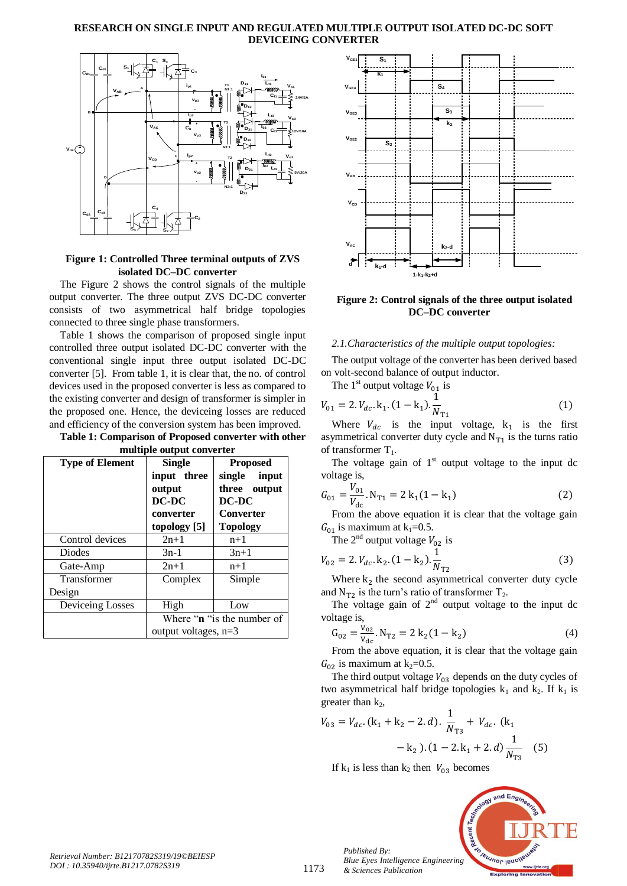Figure 1: Controlled Three terminal outputs of ZVS isolated DC–DC converter

The Figure 2 shows the control signals of the multiple output converter. The three output ZVS DC-DC converter consists of two asymmetrical half bridge topologies connected to three single phase transformers.

Table 1 shows the comparison of proposed single input controlled three output isolated DC-DC converter with the conventional single input three output isolated DC-DC converter [5]. From table 1, it is clear that, the no. of control devices used in the proposed converter is less as compared to the existing converter and design of transformer is simpler in the proposed one. Hence, the deviceing losses are reduced and efficiency of the conversion system has been improved.

**Table 1: Comparison of Proposed converter with other multiple output converter**

| Type of Element | Single input three output DC-DC converter topology [5] | Proposed single input three output DC-DC Converter Topology |
|---|---|---|
| Control devices | 2n+1 | n+1 |
| Diodes | 3n-1 | 3n+1 |
| Gate-Amp | 2n+1 | n+1 |
| Transformer Design | Complex | Simple |
| Deviceing Losses | High | Low |
| | Where "**n** "is the number of output voltages, n=3 | |

Figure 2: Control signals of the three output isolated DC–DC converter

*2.1.Characteristics of the multiple output topologies:*

The output voltage of the converter has been derived based on volt-second balance of output inductor.

The 1st output voltage $V_{01}$ is

$$V_{01} = 2.V_{dc}.\mathrm{k}_1.(1-\mathrm{k}_1).\frac{1}{N_{\mathrm{T1}}} \tag{1}$$

Where $V_{dc}$ is the input voltage, $\mathrm{k}_1$ is the first asymmetrical converter duty cycle and $\mathrm{N}_{\mathrm{T1}}$ is the turns ratio of transformer $\mathrm{T}_1$.

The voltage gain of 1st output voltage to the input dc voltage is,

$$G_{01} = \frac{V_{01}}{V_{\mathrm{dc}}}.\mathrm{N}_{\mathrm{T1}} = 2\,\mathrm{k}_1(1-\mathrm{k}_1) \tag{2}$$

From the above equation it is clear that the voltage gain $G_{01}$ is maximum at $\mathrm{k}_1$=0.5.

The 2nd output voltage $V_{02}$ is

$$V_{02} = 2.V_{dc}.\mathrm{k}_2.(1-\mathrm{k}_2).\frac{1}{N_{\mathrm{T2}}} \tag{3}$$

Where $\mathrm{k}_2$ the second asymmetrical converter duty cycle and $\mathrm{N}_{\mathrm{T2}}$ is the turn's ratio of transformer $\mathrm{T}_2$.

The voltage gain of 2nd output voltage to the input dc voltage is,

$$\mathrm{G}_{02} = \frac{\mathrm{V}_{02}}{\mathrm{V}_{\mathrm{dc}}}.\mathrm{N}_{\mathrm{T2}} = 2\,\mathrm{k}_2(1-\mathrm{k}_2) \tag{4}$$

From the above equation, it is clear that the voltage gain $G_{02}$ is maximum at $\mathrm{k}_2$=0.5.

The third output voltage $V_{03}$ depends on the duty cycles of two asymmetrical half bridge topologies $\mathrm{k}_1$ and $\mathrm{k}_2$. If $\mathrm{k}_1$ is greater than $\mathrm{k}_2$,

$$V_{03} = V_{dc}.(\mathrm{k}_1+\mathrm{k}_2-2.d).\frac{1}{N_{\mathrm{T3}}} + V_{dc}.(\mathrm{k}_1-\mathrm{k}_2).(1-2.\mathrm{k}_1+2.d)\frac{1}{N_{\mathrm{T3}}} \tag{5}$$

If $\mathrm{k}_1$ is less than $\mathrm{k}_2$ then $V_{03}$ becomes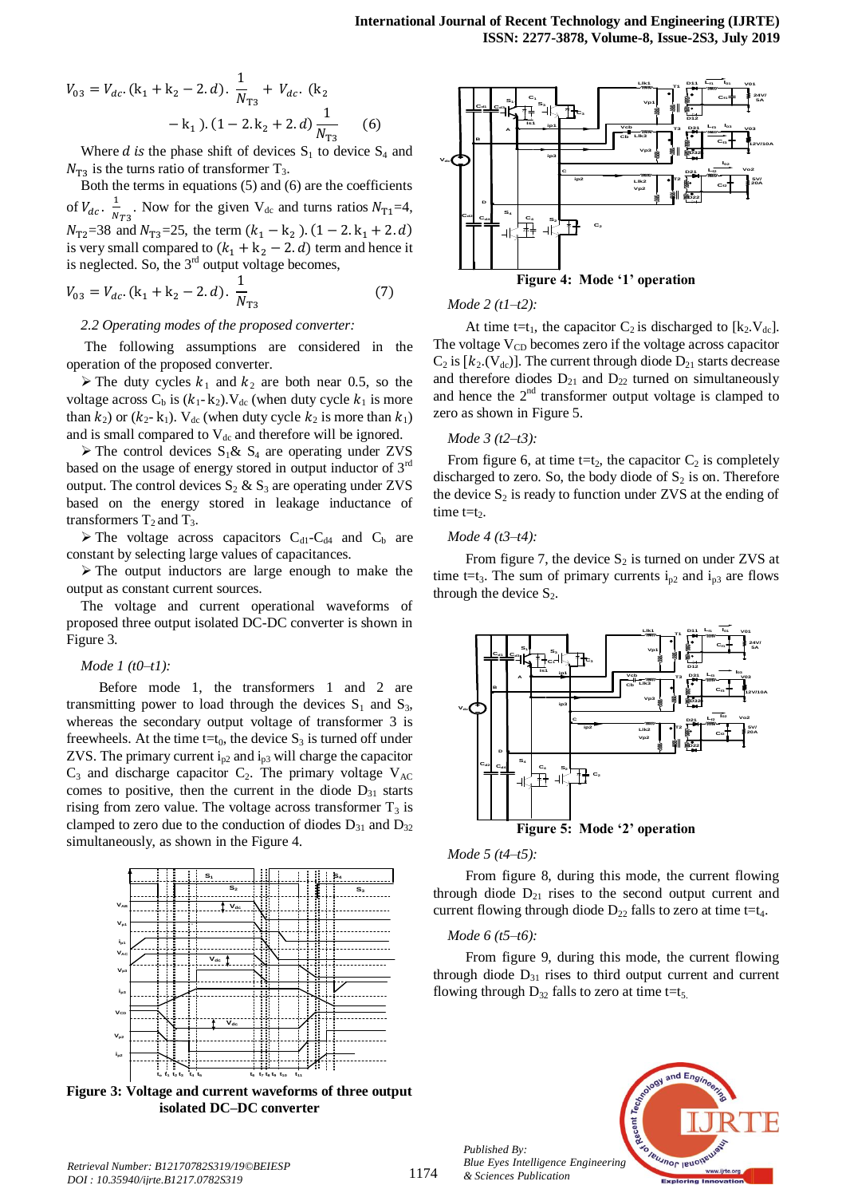$$V_{03} = V_{dc}.(\mathrm{k}_1 + \mathrm{k}_2 - 2.d).\frac{1}{N_{\mathrm{T3}}} + V_{dc}.(\mathrm{k}_2 - \mathrm{k}_1).(1 - 2.\mathrm{k}_2 + 2.d)\frac{1}{N_{\mathrm{T3}}} \quad (6)$$

Where $d$ *is* the phase shift of devices $S_1$ to device $S_4$ and $N_{\mathrm{T3}}$ is the turns ratio of transformer $T_3$.

Both the terms in equations (5) and (6) are the coefficients of $V_{dc}.\frac{1}{N_{T3}}$. Now for the given $V_{dc}$ and turns ratios $N_{\mathrm{T1}}$=4, $N_{\mathrm{T2}}$=38 and $N_{\mathrm{T3}}$=25, the term $(k_1 + \mathrm{k}_2).(1 - 2.\mathrm{k}_1 + 2.d)$ is very small compared to $(k_1 + \mathrm{k}_2 - 2.d)$ term and hence it is neglected. So, the 3rd output voltage becomes,

$$V_{03} = V_{dc}.(\mathrm{k}_1 + \mathrm{k}_2 - 2.d).\frac{1}{N_{\mathrm{T3}}} \quad (7)$$

*2.2 Operating modes of the proposed converter:*

The following assumptions are considered in the operation of the proposed converter.

- The duty cycles $k_1$ and $k_2$ are both near 0.5, so the voltage across $C_b$ is $(k_1$-$k_2).V_{dc}$ (when duty cycle $k_1$ is more than $k_2$) or $(k_2$- $k_1)$. $V_{dc}$ (when duty cycle $k_2$ is more than $k_1$) and is small compared to $V_{dc}$ and therefore will be ignored.
- The control devices $S_1$& $S_4$ are operating under ZVS based on the usage of energy stored in output inductor of 3rd output. The control devices $S_2$ & $S_3$ are operating under ZVS based on the energy stored in leakage inductance of transformers $T_2$ and $T_3$.
- The voltage across capacitors $C_{d1}$-$C_{d4}$ and $C_b$ are constant by selecting large values of capacitances.
- The output inductors are large enough to make the output as constant current sources.

The voltage and current operational waveforms of proposed three output isolated DC-DC converter is shown in Figure 3.

*Mode 1 (t0–t1):*

Before mode 1, the transformers 1 and 2 are transmitting power to load through the devices $S_1$ and $S_3$, whereas the secondary output voltage of transformer 3 is freewheels. At the time t=$t_0$, the device $S_3$ is turned off under ZVS. The primary current $i_{p2}$ and $i_{p3}$ will charge the capacitor $C_3$ and discharge capacitor $C_2$. The primary voltage $V_{AC}$ comes to positive, then the current in the diode $D_{31}$ starts rising from zero value. The voltage across transformer $T_3$ is clamped to zero due to the conduction of diodes $D_{31}$ and $D_{32}$ simultaneously, as shown in the Figure 4.

S1
S2
S4
S3
VAB
Vdc
Vp1
ip1
VAC
Vdc
Vp3
ip3
VCD
Vdc
Vp2
ip2
t0 t1 t2 t3 t4 t5 t6 t7 t8 t9 t10 t11

**Figure 3: Voltage and current waveforms of three output isolated DC–DC converter**

**Figure 4: Mode '1' operation**

*Mode 2 (t1–t2):*

At time t=$t_1$, the capacitor $C_2$ is discharged to $[k_2.V_{dc}]$. The voltage $V_{CD}$ becomes zero if the voltage across capacitor $C_2$ is $[k_2.(V_{dc})]$. The current through diode $D_{21}$ starts decrease and therefore diodes $D_{21}$ and $D_{22}$ turned on simultaneously and hence the 2nd transformer output voltage is clamped to zero as shown in Figure 5.

*Mode 3 (t2–t3):*

From figure 6, at time t=$t_2$, the capacitor $C_2$ is completely discharged to zero. So, the body diode of $S_2$ is on. Therefore the device $S_2$ is ready to function under ZVS at the ending of time t=$t_2$.

*Mode 4 (t3–t4):*

From figure 7, the device $S_2$ is turned on under ZVS at time t=$t_3$. The sum of primary currents $i_{p2}$ and $i_{p3}$ are flows through the device $S_2$.

**Figure 5: Mode '2' operation**

*Mode 5 (t4–t5):*

From figure 8, during this mode, the current flowing through diode $D_{21}$ rises to the second output current and current flowing through diode $D_{22}$ falls to zero at time t=$t_4$.

*Mode 6 (t5–t6):*

From figure 9, during this mode, the current flowing through diode $D_{31}$ rises to third output current and current flowing through $D_{32}$ falls to zero at time t=$t_5$.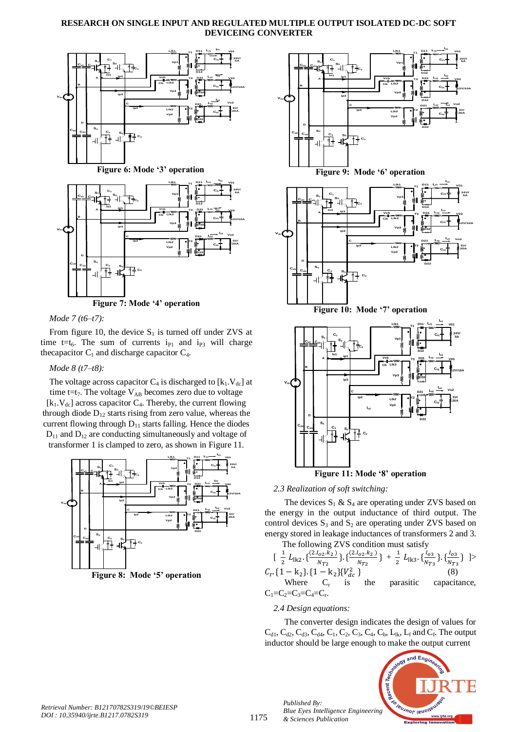Figure 6: Mode '3' operation

Figure 7: Mode '4' operation

*Mode 7 (t6–t7):*

From figure 10, the device $S_1$ is turned off under ZVS at time $t=t_6$. The sum of currents $i_{P1}$ and $i_{P3}$ will charge thecapacitor $C_1$ and discharge capacitor $C_4$.

*Mode 8 (t7–t8):*

The voltage across capacitor $C_4$ is discharged to $[k_1.V_{dc}]$ at time $t=t_7$. The voltage $V_{AB}$ becomes zero due to voltage $[k_1.V_{dc}]$ across capacitor $C_4$. Thereby, the current flowing through diode $D_{12}$ starts rising from zero value, whereas the current flowing through $D_{11}$ starts falling. Hence the diodes $D_{11}$ and $D_{12}$ are conducting simultaneously and voltage of transformer 1 is clamped to zero, as shown in Figure 11.

Figure 8: Mode '5' operation

Figure 9: Mode '6' operation

Figure 10: Mode '7' operation

Figure 11: Mode '8' operation

*2.3 Realization of soft switching:*

The devices $S_1$ & $S_4$ are operating under ZVS based on the energy in the output inductance of third output. The control devices $S_3$ and $S_2$ are operating under ZVS based on energy stored in leakage inductances of transformers 2 and 3.

The following ZVS condition must satisfy

$$\left[\ \frac{1}{2}\ L_{lk2}.\left\{\frac{(2.I_{o2}.k_2)}{N_{T2}}\right\}.\left\{\frac{(2.I_{o2}.k_2)}{N_{T2}}\right\} + \frac{1}{2}\ L_{lk3}.\left\{\frac{I_{o3}}{N_{T3}}\right\}.\left\{\frac{I_{o3}}{N_{T3}}\right\}\ \right] > C_r.\{1-k_2\}.\{1-k_2\}\{V_{dc}^2\} \qquad (8)$$

Where $C_r$ is the parasitic capacitance, $C_1=C_2=C_3=C_4=C_r$.

*2.4 Design equations:*

The converter design indicates the design of values for $C_{d1}$, $C_{d2}$, $C_{d3}$, $C_{d4}$, $C_1$, $C_2$, $C_3$, $C_4$, $C_b$, $L_{lk}$, $L_f$ and $C_f$. The output inductor should be large enough to make the output current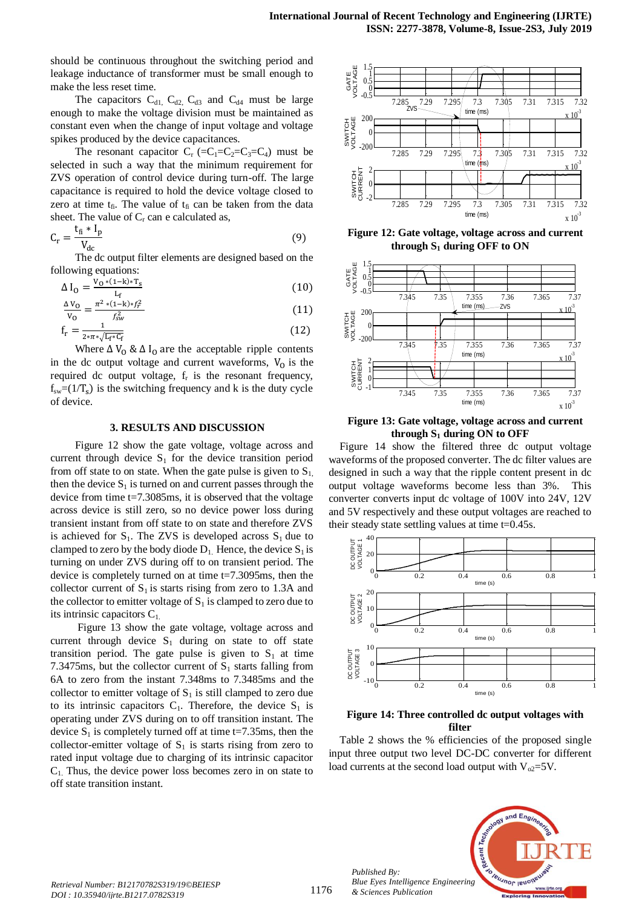should be continuous throughout the switching period and leakage inductance of transformer must be small enough to make the less reset time.

The capacitors $C_{d1}$, $C_{d2}$, $C_{d3}$ and $C_{d4}$ must be large enough to make the voltage division must be maintained as constant even when the change of input voltage and voltage spikes produced by the device capacitances.

The resonant capacitor $C_r$ ($=C_1=C_2=C_3=C_4$) must be selected in such a way that the minimum requirement for ZVS operation of control device during turn-off. The large capacitance is required to hold the device voltage closed to zero at time $t_{fi}$. The value of $t_{fi}$ can be taken from the data sheet. The value of $C_r$ can e calculated as,

$$C_r = \frac{t_{fi} * I_p}{V_{dc}} \tag{9}$$

The dc output filter elements are designed based on the following equations:

$$\Delta I_O = \frac{V_O*(1-k)*T_s}{L_f} \tag{10}$$

$$\frac{\Delta V_O}{V_O} = \frac{\pi^2*(1-k)*f_r^2}{f_{sw}^2} \tag{11}$$

$$f_r = \frac{1}{2*\pi*\sqrt{L_f*C_f}} \tag{12}$$

Where $\Delta V_O$ & $\Delta I_O$ are the acceptable ripple contents in the dc output voltage and current waveforms, $V_O$ is the required dc output voltage, $f_r$ is the resonant frequency, $f_{sw}$=($1/T_s$) is the switching frequency and k is the duty cycle of device.

## 3. RESULTS AND DISCUSSION

Figure 12 show the gate voltage, voltage across and current through device $S_1$ for the device transition period from off state to on state. When the gate pulse is given to $S_1$, then the device $S_1$ is turned on and current passes through the device from time t=7.3085ms, it is observed that the voltage across device is still zero, so no device power loss during transient instant from off state to on state and therefore ZVS is achieved for $S_1$. The ZVS is developed across $S_1$ due to clamped to zero by the body diode $D_1$. Hence, the device $S_1$ is turning on under ZVS during off to on transient period. The device is completely turned on at time t=7.3095ms, then the collector current of $S_1$ is starts rising from zero to 1.3A and the collector to emitter voltage of $S_1$ is clamped to zero due to its intrinsic capacitors $C_1$.

Figure 13 show the gate voltage, voltage across and current through device $S_1$ during on state to off state transition period. The gate pulse is given to $S_1$ at time 7.3475ms, but the collector current of $S_1$ starts falling from 6A to zero from the instant 7.348ms to 7.3485ms and the collector to emitter voltage of $S_1$ is still clamped to zero due to its intrinsic capacitors $C_1$. Therefore, the device $S_1$ is operating under ZVS during on to off transition instant. The device $S_1$ is completely turned off at time t=7.35ms, then the collector-emitter voltage of $S_1$ is starts rising from zero to rated input voltage due to charging of its intrinsic capacitor $C_1$. Thus, the device power loss becomes zero in on state to off state transition instant.

GATE VOLTAGE
1.5
1
0.5
0
-0.5
7.285 7.29 7.295 7.3 7.305 7.31 7.315 7.32
ZVS
time (ms)
x 10^-3
SWITCH VOLTAGE
200
0
-200
7.285 7.29 7.295 7.3 7.305 7.31 7.315 7.32
time (ms)
x 10^-3
SWITCH CURRENT
2
0
-2
7.285 7.29 7.295 7.3 7.305 7.31 7.315 7.32
time (ms)
x 10^-3

**Figure 12: Gate voltage, voltage across and current through $S_1$ during OFF to ON**

GATE VOLTAGE
1.5
1
0.5
0
-0.5
7.345 7.35 7.355 7.36 7.365 7.37
time (ms)
ZVS
x 10^-3
SWITCH VOLTAGE
200
0
-200
7.345 7.35 7.355 7.36 7.365 7.37
time (ms)
x 10^-3
SWITCH CURRENT
2
1
0
-1
7.345 7.35 7.355 7.36 7.365 7.37
time (ms)
x 10^-3

**Figure 13: Gate voltage, voltage across and current through $S_1$ during ON to OFF**

Figure 14 show the filtered three dc output voltage waveforms of the proposed converter. The dc filter values are designed in such a way that the ripple content present in dc output voltage waveforms become less than 3%. This converter converts input dc voltage of 100V into 24V, 12V and 5V respectively and these output voltages are reached to their steady state settling values at time t=0.45s.

DC OUTPUT VOLTAGE 1
40
20
0
0 0.2 0.4 0.6 0.8 1
time (s)
DC OUTPUT VOLTAGE 2
20
10
0
0 0.2 0.4 0.6 0.8 1
time (s)
DC OUTPUT VOLTAGE 3
10
0
-10
0 0.2 0.4 0.6 0.8 1
time (s)

**Figure 14: Three controlled dc output voltages with filter**

Table 2 shows the % efficiencies of the proposed single input three output two level DC-DC converter for different load currents at the second load output with $V_{o2}$=5V.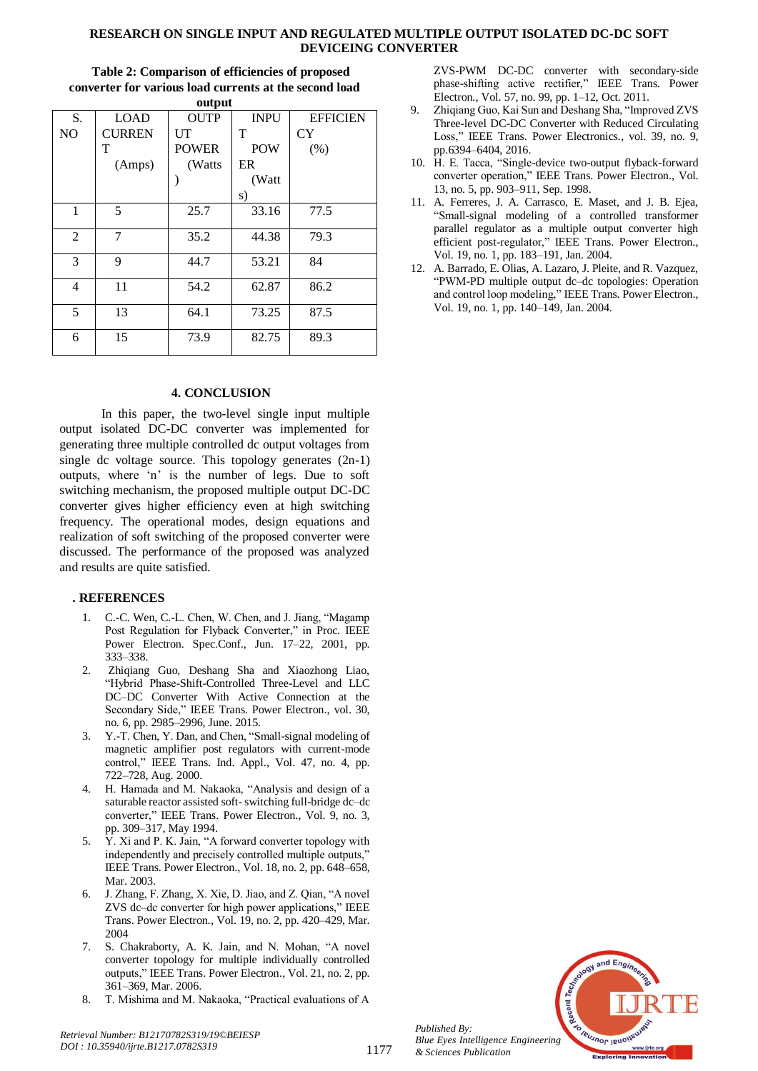**Table 2: Comparison of efficiencies of proposed converter for various load currents at the second load output**

| S. NO | LOAD CURRENT (Amps) | OUTPUT POWER (Watts) | INPUT POWER (Watts) | EFFICIENCY (%) |
|---|---|---|---|---|
| 1 | 5 | 25.7 | 33.16 | 77.5 |
| 2 | 7 | 35.2 | 44.38 | 79.3 |
| 3 | 9 | 44.7 | 53.21 | 84 |
| 4 | 11 | 54.2 | 62.87 | 86.2 |
| 5 | 13 | 64.1 | 73.25 | 87.5 |
| 6 | 15 | 73.9 | 82.75 | 89.3 |

## 4. CONCLUSION

In this paper, the two-level single input multiple output isolated DC-DC converter was implemented for generating three multiple controlled dc output voltages from single dc voltage source. This topology generates (2n-1) outputs, where 'n' is the number of legs. Due to soft switching mechanism, the proposed multiple output DC-DC converter gives higher efficiency even at high switching frequency. The operational modes, design equations and realization of soft switching of the proposed converter were discussed. The performance of the proposed was analyzed and results are quite satisfied.

## . REFERENCES

1. C.-C. Wen, C.-L. Chen, W. Chen, and J. Jiang, "Magamp Post Regulation for Flyback Converter," in Proc. IEEE Power Electron. Spec.Conf., Jun. 17–22, 2001, pp. 333–338.
2. Zhiqiang Guo, Deshang Sha and Xiaozhong Liao, "Hybrid Phase-Shift-Controlled Three-Level and LLC DC–DC Converter With Active Connection at the Secondary Side," IEEE Trans. Power Electron., vol. 30, no. 6, pp. 2985–2996, June. 2015.
3. Y.-T. Chen, Y. Dan, and Chen, "Small-signal modeling of magnetic amplifier post regulators with current-mode control," IEEE Trans. Ind. Appl., Vol. 47, no. 4, pp. 722–728, Aug. 2000.
4. H. Hamada and M. Nakaoka, "Analysis and design of a saturable reactor assisted soft- switching full-bridge dc–dc converter," IEEE Trans. Power Electron., Vol. 9, no. 3, pp. 309–317, May 1994.
5. Y. Xi and P. K. Jain, "A forward converter topology with independently and precisely controlled multiple outputs," IEEE Trans. Power Electron., Vol. 18, no. 2, pp. 648–658, Mar. 2003.
6. J. Zhang, F. Zhang, X. Xie, D. Jiao, and Z. Qian, "A novel ZVS dc–dc converter for high power applications," IEEE Trans. Power Electron., Vol. 19, no. 2, pp. 420–429, Mar. 2004
7. S. Chakraborty, A. K. Jain, and N. Mohan, "A novel converter topology for multiple individually controlled outputs," IEEE Trans. Power Electron., Vol. 21, no. 2, pp. 361–369, Mar. 2006.
8. T. Mishima and M. Nakaoka, "Practical evaluations of A ZVS-PWM DC-DC converter with secondary-side phase-shifting active rectifier," IEEE Trans. Power Electron., Vol. 57, no. 99, pp. 1–12, Oct. 2011.
9. Zhiqiang Guo, Kai Sun and Deshang Sha, "Improved ZVS Three-level DC-DC Converter with Reduced Circulating Loss," IEEE Trans. Power Electronics., vol. 39, no. 9, pp.6394–6404, 2016.
10. H. E. Tacca, "Single-device two-output flyback-forward converter operation," IEEE Trans. Power Electron., Vol. 13, no. 5, pp. 903–911, Sep. 1998.
11. A. Ferreres, J. A. Carrasco, E. Maset, and J. B. Ejea, "Small-signal modeling of a controlled transformer parallel regulator as a multiple output converter high efficient post-regulator," IEEE Trans. Power Electron., Vol. 19, no. 1, pp. 183–191, Jan. 2004.
12. A. Barrado, E. Olias, A. Lazaro, J. Pleite, and R. Vazquez, "PWM-PD multiple output dc–dc topologies: Operation and control loop modeling," IEEE Trans. Power Electron., Vol. 19, no. 1, pp. 140–149, Jan. 2004.